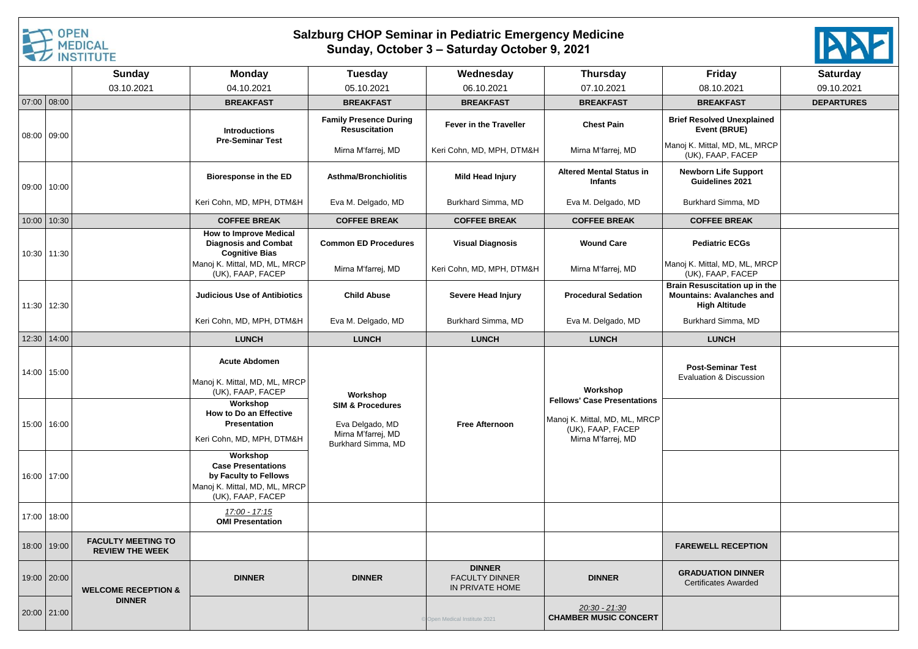# Salzburg CHOP Seminar in Pediatric Emergency Medicine
## Sunday, October 3 – Saturday October 9, 2021

| | | Sunday | Monday | Tuesday | Wednesday | Thursday | Friday | Saturday |
|---|---|---|---|---|---|---|---|---|
| | | 03.10.2021 | 04.10.2021 | 05.10.2021 | 06.10.2021 | 07.10.2021 | 08.10.2021 | 09.10.2021 |
| 07:00 | 08:00 | | **BREAKFAST** | **BREAKFAST** | **BREAKFAST** | **BREAKFAST** | **BREAKFAST** | **DEPARTURES** |
| 08:00 | 09:00 | | **Introductions Pre-Seminar Test** | **Family Presence During Resuscitation** Mirna M'farrej, MD | **Fever in the Traveller** Keri Cohn, MD, MPH, DTM&H | **Chest Pain** Mirna M'farrej, MD | **Brief Resolved Unexplained Event (BRUE)** Manoj K. Mittal, MD, ML, MRCP (UK), FAAP, FACEP | |
| 09:00 | 10:00 | | **Bioresponse in the ED** Keri Cohn, MD, MPH, DTM&H | **Asthma/Bronchiolitis** Eva M. Delgado, MD | **Mild Head Injury** Burkhard Simma, MD | **Altered Mental Status in Infants** Eva M. Delgado, MD | **Newborn Life Support Guidelines 2021** Burkhard Simma, MD | |
| 10:00 | 10:30 | | **COFFEE BREAK** | **COFFEE BREAK** | **COFFEE BREAK** | **COFFEE BREAK** | **COFFEE BREAK** | |
| 10:30 | 11:30 | | **How to Improve Medical Diagnosis and Combat Cognitive Bias** Manoj K. Mittal, MD, ML, MRCP (UK), FAAP, FACEP | **Common ED Procedures** Mirna M'farrej, MD | **Visual Diagnosis** Keri Cohn, MD, MPH, DTM&H | **Wound Care** Mirna M'farrej, MD | **Pediatric ECGs** Manoj K. Mittal, MD, ML, MRCP (UK), FAAP, FACEP | |
| 11:30 | 12:30 | | **Judicious Use of Antibiotics** Keri Cohn, MD, MPH, DTM&H | **Child Abuse** Eva M. Delgado, MD | **Severe Head Injury** Burkhard Simma, MD | **Procedural Sedation** Eva M. Delgado, MD | **Brain Resuscitation up in the Mountains: Avalanches and High Altitude** Burkhard Simma, MD | |
| 12:30 | 14:00 | | **LUNCH** | **LUNCH** | **LUNCH** | **LUNCH** | **LUNCH** | |
| 14:00 | 15:00 | | **Acute Abdomen** Manoj K. Mittal, MD, ML, MRCP (UK), FAAP, FACEP | **Workshop SIM & Procedures** Eva Delgado, MD Mirna M'farrej, MD Burkhard Simma, MD | **Free Afternoon** | **Workshop Fellows' Case Presentations** Manoj K. Mittal, MD, ML, MRCP (UK), FAAP, FACEP Mirna M'farrej, MD | **Post-Seminar Test** Evaluation & Discussion | |
| 15:00 | 16:00 | | **Workshop How to Do an Effective Presentation** Keri Cohn, MD, MPH, DTM&H | | | | | |
| 16:00 | 17:00 | | **Workshop Case Presentations by Faculty to Fellows** Manoj K. Mittal, MD, ML, MRCP (UK), FAAP, FACEP | | | | | |
| 17:00 | 18:00 | | *17:00 - 17:15* **OMI Presentation** | | | | | |
| 18:00 | 19:00 | **FACULTY MEETING TO REVIEW THE WEEK** | | | | | **FAREWELL RECEPTION** | |
| 19:00 | 20:00 | **WELCOME RECEPTION & DINNER** | **DINNER** | **DINNER** | **DINNER** FACULTY DINNER IN PRIVATE HOME | **DINNER** | **GRADUATION DINNER** Certificates Awarded | |
| 20:00 | 21:00 | | | | | *20:30 - 21:30* **CHAMBER MUSIC CONCERT** | | |

© Open Medical Institute 2021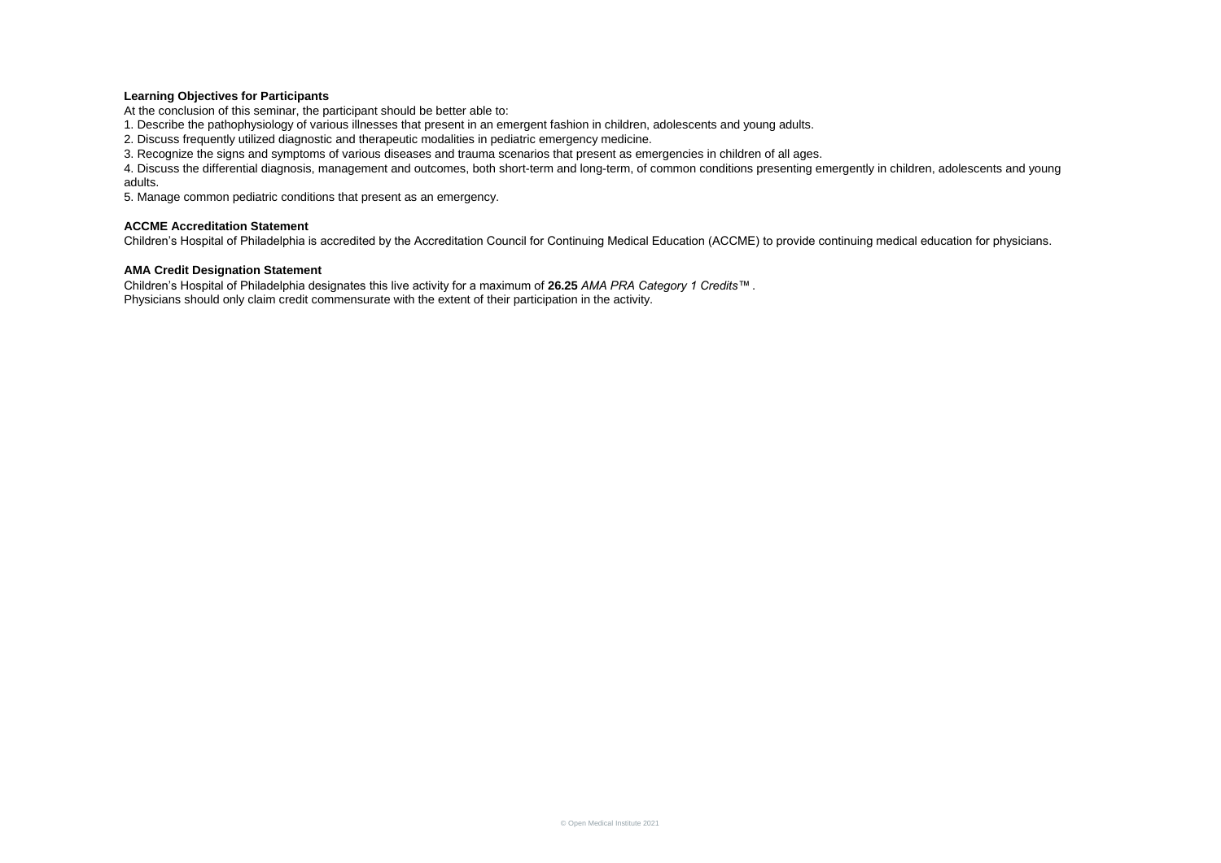**Learning Objectives for Participants**

At the conclusion of this seminar, the participant should be better able to:

1. Describe the pathophysiology of various illnesses that present in an emergent fashion in children, adolescents and young adults.
2. Discuss frequently utilized diagnostic and therapeutic modalities in pediatric emergency medicine.
3. Recognize the signs and symptoms of various diseases and trauma scenarios that present as emergencies in children of all ages.
4. Discuss the differential diagnosis, management and outcomes, both short-term and long-term, of common conditions presenting emergently in children, adolescents and young adults.
5. Manage common pediatric conditions that present as an emergency.

**ACCME Accreditation Statement**

Children's Hospital of Philadelphia is accredited by the Accreditation Council for Continuing Medical Education (ACCME) to provide continuing medical education for physicians.

**AMA Credit Designation Statement**

Children's Hospital of Philadelphia designates this live activity for a maximum of **26.25** *AMA PRA Category 1 Credits™* .
Physicians should only claim credit commensurate with the extent of their participation in the activity.

© Open Medical Institute 2021